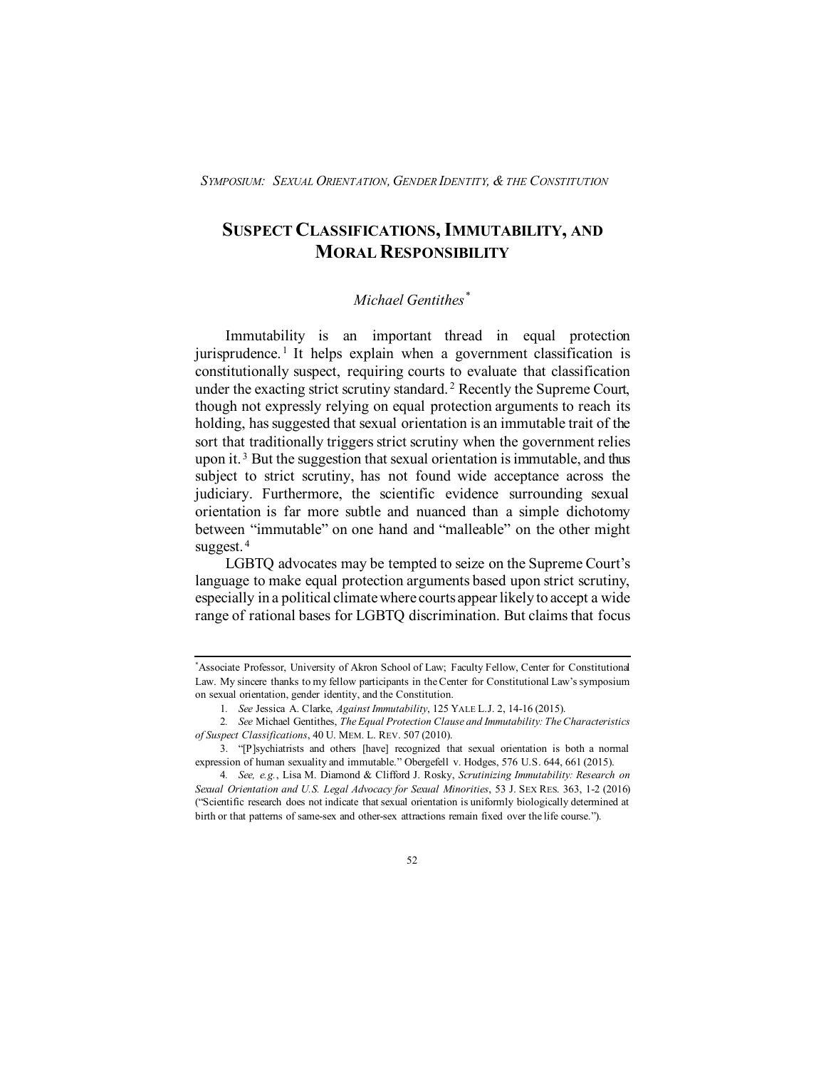*SYMPOSIUM: SEXUAL ORIENTATION, GENDER IDENTITY, & THE CONSTITUTION*

# SUSPECT CLASSIFICATIONS, IMMUTABILITY, AND MORAL RESPONSIBILITY

*Michael Gentithes*[*]

Immutability is an important thread in equal protection jurisprudence.[1] It helps explain when a government classification is constitutionally suspect, requiring courts to evaluate that classification under the exacting strict scrutiny standard.[2] Recently the Supreme Court, though not expressly relying on equal protection arguments to reach its holding, has suggested that sexual orientation is an immutable trait of the sort that traditionally triggers strict scrutiny when the government relies upon it.[3] But the suggestion that sexual orientation is immutable, and thus subject to strict scrutiny, has not found wide acceptance across the judiciary. Furthermore, the scientific evidence surrounding sexual orientation is far more subtle and nuanced than a simple dichotomy between "immutable" on one hand and "malleable" on the other might suggest.[4]

LGBTQ advocates may be tempted to seize on the Supreme Court's language to make equal protection arguments based upon strict scrutiny, especially in a political climate where courts appear likely to accept a wide range of rational bases for LGBTQ discrimination. But claims that focus

---

[*] Associate Professor, University of Akron School of Law; Faculty Fellow, Center for Constitutional Law. My sincere thanks to my fellow participants in the Center for Constitutional Law's symposium on sexual orientation, gender identity, and the Constitution.

1. *See* Jessica A. Clarke, *Against Immutability*, 125 YALE L.J. 2, 14-16 (2015).

2. *See* Michael Gentithes, *The Equal Protection Clause and Immutability: The Characteristics of Suspect Classifications*, 40 U. MEM. L. REV. 507 (2010).

3. "[P]sychiatrists and others [have] recognized that sexual orientation is both a normal expression of human sexuality and immutable." Obergefell v. Hodges, 576 U.S. 644, 661 (2015).

4. *See, e.g.*, Lisa M. Diamond & Clifford J. Rosky, *Scrutinizing Immutability: Research on Sexual Orientation and U.S. Legal Advocacy for Sexual Minorities*, 53 J. SEX RES. 363, 1-2 (2016) ("Scientific research does not indicate that sexual orientation is uniformly biologically determined at birth or that patterns of same-sex and other-sex attractions remain fixed over the life course.").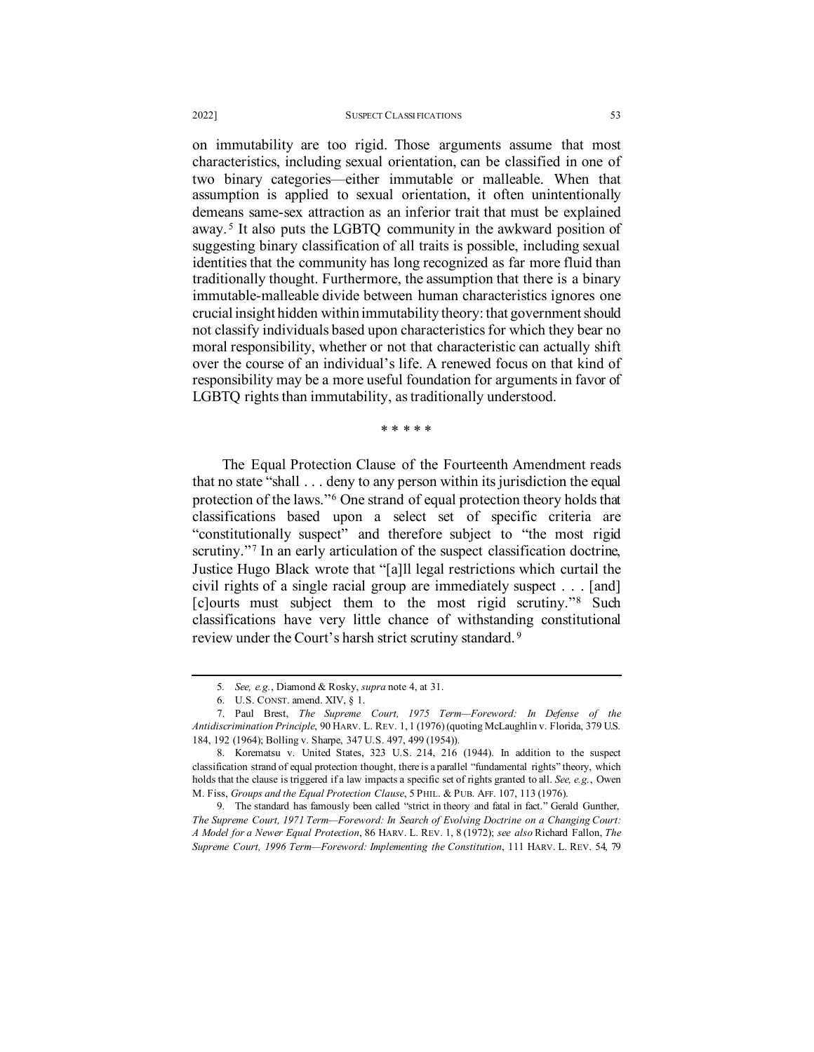on immutability are too rigid. Those arguments assume that most characteristics, including sexual orientation, can be classified in one of two binary categories—either immutable or malleable. When that assumption is applied to sexual orientation, it often unintentionally demeans same-sex attraction as an inferior trait that must be explained away.[5] It also puts the LGBTQ community in the awkward position of suggesting binary classification of all traits is possible, including sexual identities that the community has long recognized as far more fluid than traditionally thought. Furthermore, the assumption that there is a binary immutable-malleable divide between human characteristics ignores one crucial insight hidden within immutability theory: that government should not classify individuals based upon characteristics for which they bear no moral responsibility, whether or not that characteristic can actually shift over the course of an individual's life. A renewed focus on that kind of responsibility may be a more useful foundation for arguments in favor of LGBTQ rights than immutability, as traditionally understood.

\* \* \* \* \*

The Equal Protection Clause of the Fourteenth Amendment reads that no state "shall . . . deny to any person within its jurisdiction the equal protection of the laws."[6] One strand of equal protection theory holds that classifications based upon a select set of specific criteria are "constitutionally suspect" and therefore subject to "the most rigid scrutiny."[7] In an early articulation of the suspect classification doctrine, Justice Hugo Black wrote that "[a]ll legal restrictions which curtail the civil rights of a single racial group are immediately suspect . . . [and] [c]ourts must subject them to the most rigid scrutiny."[8] Such classifications have very little chance of withstanding constitutional review under the Court's harsh strict scrutiny standard.[9]

---

5. *See, e.g.*, Diamond & Rosky, *supra* note 4, at 31.

6. U.S. CONST. amend. XIV, § 1.

7. Paul Brest, *The Supreme Court, 1975 Term—Foreword: In Defense of the Antidiscrimination Principle*, 90 HARV. L. REV. 1, 1 (1976) (quoting McLaughlin v. Florida, 379 U.S. 184, 192 (1964); Bolling v. Sharpe, 347 U.S. 497, 499 (1954)).

8. Korematsu v. United States, 323 U.S. 214, 216 (1944). In addition to the suspect classification strand of equal protection thought, there is a parallel "fundamental rights" theory, which holds that the clause is triggered if a law impacts a specific set of rights granted to all. *See, e.g.*, Owen M. Fiss, *Groups and the Equal Protection Clause*, 5 PHIL. & PUB. AFF. 107, 113 (1976).

9. The standard has famously been called "strict in theory and fatal in fact." Gerald Gunther, *The Supreme Court, 1971 Term—Foreword: In Search of Evolving Doctrine on a Changing Court: A Model for a Newer Equal Protection*, 86 HARV. L. REV. 1, 8 (1972); *see also* Richard Fallon, *The Supreme Court, 1996 Term—Foreword: Implementing the Constitution*, 111 HARV. L. REV. 54, 79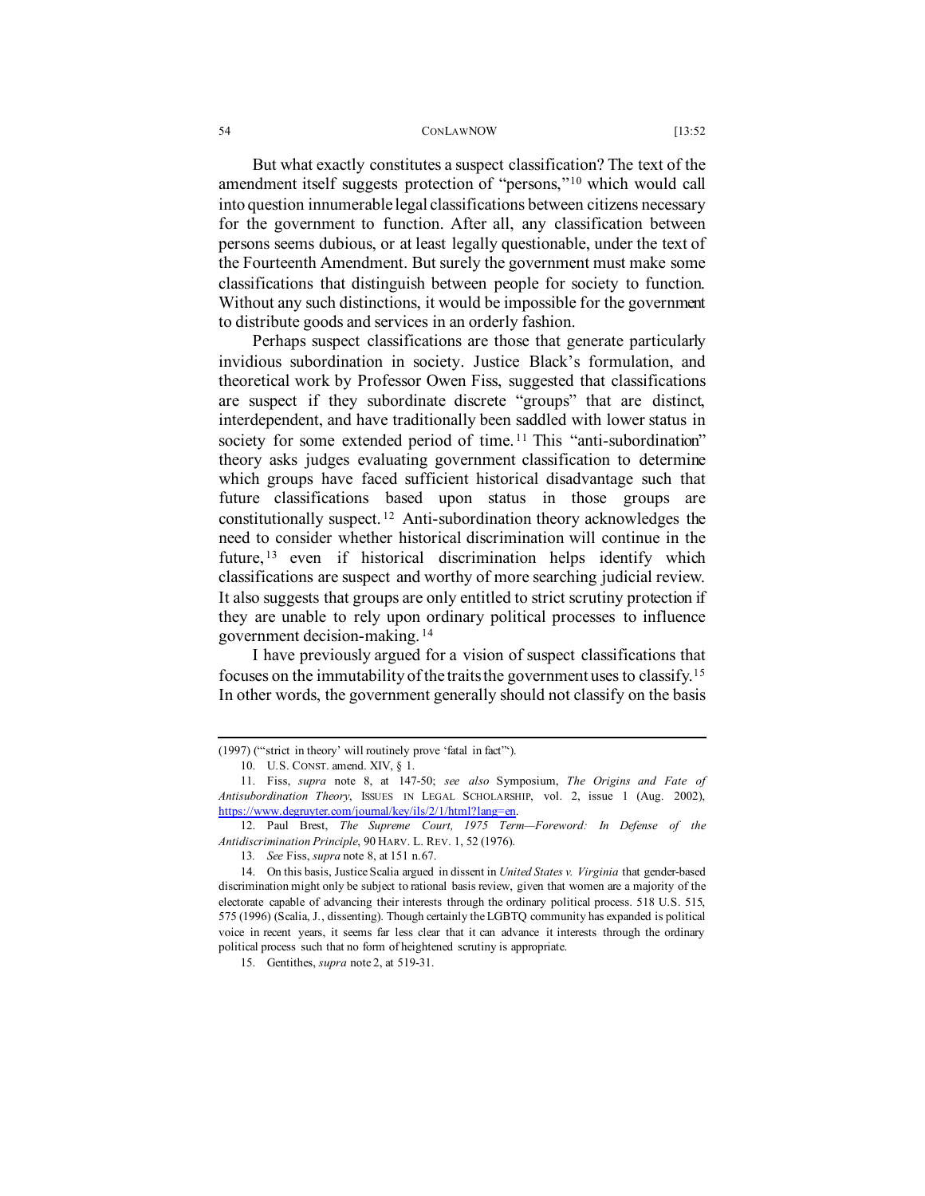But what exactly constitutes a suspect classification? The text of the amendment itself suggests protection of "persons,"[10] which would call into question innumerable legal classifications between citizens necessary for the government to function. After all, any classification between persons seems dubious, or at least legally questionable, under the text of the Fourteenth Amendment. But surely the government must make some classifications that distinguish between people for society to function. Without any such distinctions, it would be impossible for the government to distribute goods and services in an orderly fashion.

Perhaps suspect classifications are those that generate particularly invidious subordination in society. Justice Black's formulation, and theoretical work by Professor Owen Fiss, suggested that classifications are suspect if they subordinate discrete "groups" that are distinct, interdependent, and have traditionally been saddled with lower status in society for some extended period of time.[11] This "anti-subordination" theory asks judges evaluating government classification to determine which groups have faced sufficient historical disadvantage such that future classifications based upon status in those groups are constitutionally suspect.[12] Anti-subordination theory acknowledges the need to consider whether historical discrimination will continue in the future,[13] even if historical discrimination helps identify which classifications are suspect and worthy of more searching judicial review. It also suggests that groups are only entitled to strict scrutiny protection if they are unable to rely upon ordinary political processes to influence government decision-making.[14]

I have previously argued for a vision of suspect classifications that focuses on the immutability of the traits the government uses to classify.[15] In other words, the government generally should not classify on the basis

---

(1997) ("'strict in theory' will routinely prove 'fatal in fact'").

10. U.S. CONST. amend. XIV, § 1.

11. Fiss, *supra* note 8, at 147-50; *see also* Symposium, *The Origins and Fate of Antisubordination Theory*, ISSUES IN LEGAL SCHOLARSHIP, vol. 2, issue 1 (Aug. 2002), https://www.degruyter.com/journal/key/ils/2/1/html?lang=en.

12. Paul Brest, *The Supreme Court, 1975 Term—Foreword: In Defense of the Antidiscrimination Principle*, 90 HARV. L. REV. 1, 52 (1976).

13. *See* Fiss, *supra* note 8, at 151 n.67.

14. On this basis, Justice Scalia argued in dissent in *United States v. Virginia* that gender-based discrimination might only be subject to rational basis review, given that women are a majority of the electorate capable of advancing their interests through the ordinary political process. 518 U.S. 515, 575 (1996) (Scalia, J., dissenting). Though certainly the LGBTQ community has expanded is political voice in recent years, it seems far less clear that it can advance it interests through the ordinary political process such that no form of heightened scrutiny is appropriate.

15. Gentithes, *supra* note 2, at 519-31.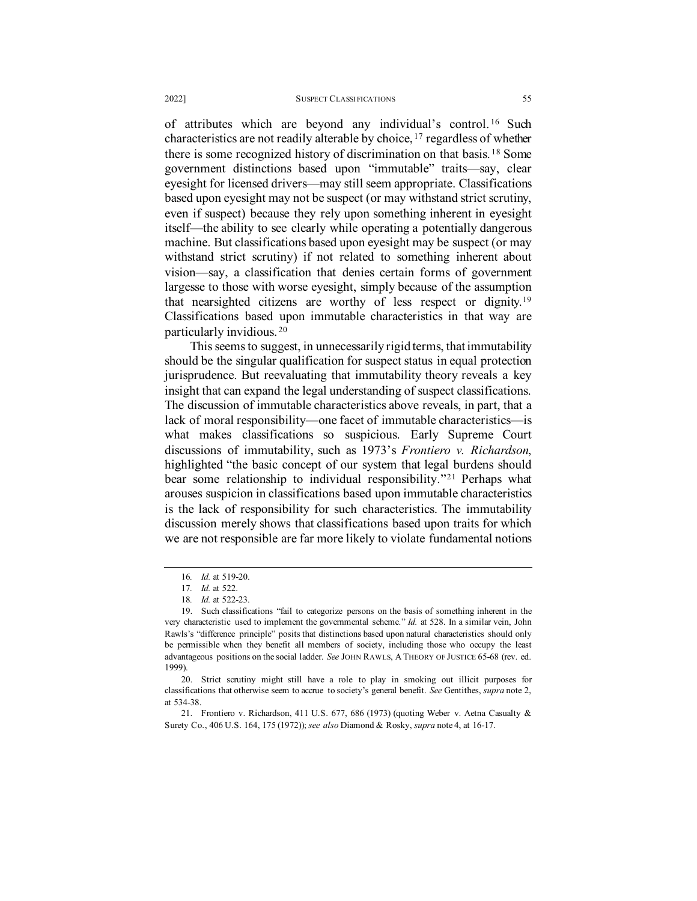of attributes which are beyond any individual's control.[16] Such characteristics are not readily alterable by choice,[17] regardless of whether there is some recognized history of discrimination on that basis.[18] Some government distinctions based upon "immutable" traits—say, clear eyesight for licensed drivers—may still seem appropriate. Classifications based upon eyesight may not be suspect (or may withstand strict scrutiny, even if suspect) because they rely upon something inherent in eyesight itself—the ability to see clearly while operating a potentially dangerous machine. But classifications based upon eyesight may be suspect (or may withstand strict scrutiny) if not related to something inherent about vision—say, a classification that denies certain forms of government largesse to those with worse eyesight, simply because of the assumption that nearsighted citizens are worthy of less respect or dignity.[19] Classifications based upon immutable characteristics in that way are particularly invidious.[20]

This seems to suggest, in unnecessarily rigid terms, that immutability should be the singular qualification for suspect status in equal protection jurisprudence. But reevaluating that immutability theory reveals a key insight that can expand the legal understanding of suspect classifications. The discussion of immutable characteristics above reveals, in part, that a lack of moral responsibility—one facet of immutable characteristics—is what makes classifications so suspicious. Early Supreme Court discussions of immutability, such as 1973's *Frontiero v. Richardson*, highlighted "the basic concept of our system that legal burdens should bear some relationship to individual responsibility."[21] Perhaps what arouses suspicion in classifications based upon immutable characteristics is the lack of responsibility for such characteristics. The immutability discussion merely shows that classifications based upon traits for which we are not responsible are far more likely to violate fundamental notions

---

16. *Id.* at 519-20.

17. *Id.* at 522.

18. *Id.* at 522-23.

19. Such classifications "fail to categorize persons on the basis of something inherent in the very characteristic used to implement the governmental scheme." *Id.* at 528. In a similar vein, John Rawls's "difference principle" posits that distinctions based upon natural characteristics should only be permissible when they benefit all members of society, including those who occupy the least advantageous positions on the social ladder. *See* JOHN RAWLS, A THEORY OF JUSTICE 65-68 (rev. ed. 1999).

20. Strict scrutiny might still have a role to play in smoking out illicit purposes for classifications that otherwise seem to accrue to society's general benefit. *See* Gentithes, *supra* note 2, at 534-38.

21. Frontiero v. Richardson, 411 U.S. 677, 686 (1973) (quoting Weber v. Aetna Casualty & Surety Co., 406 U.S. 164, 175 (1972)); *see also* Diamond & Rosky, *supra* note 4, at 16-17.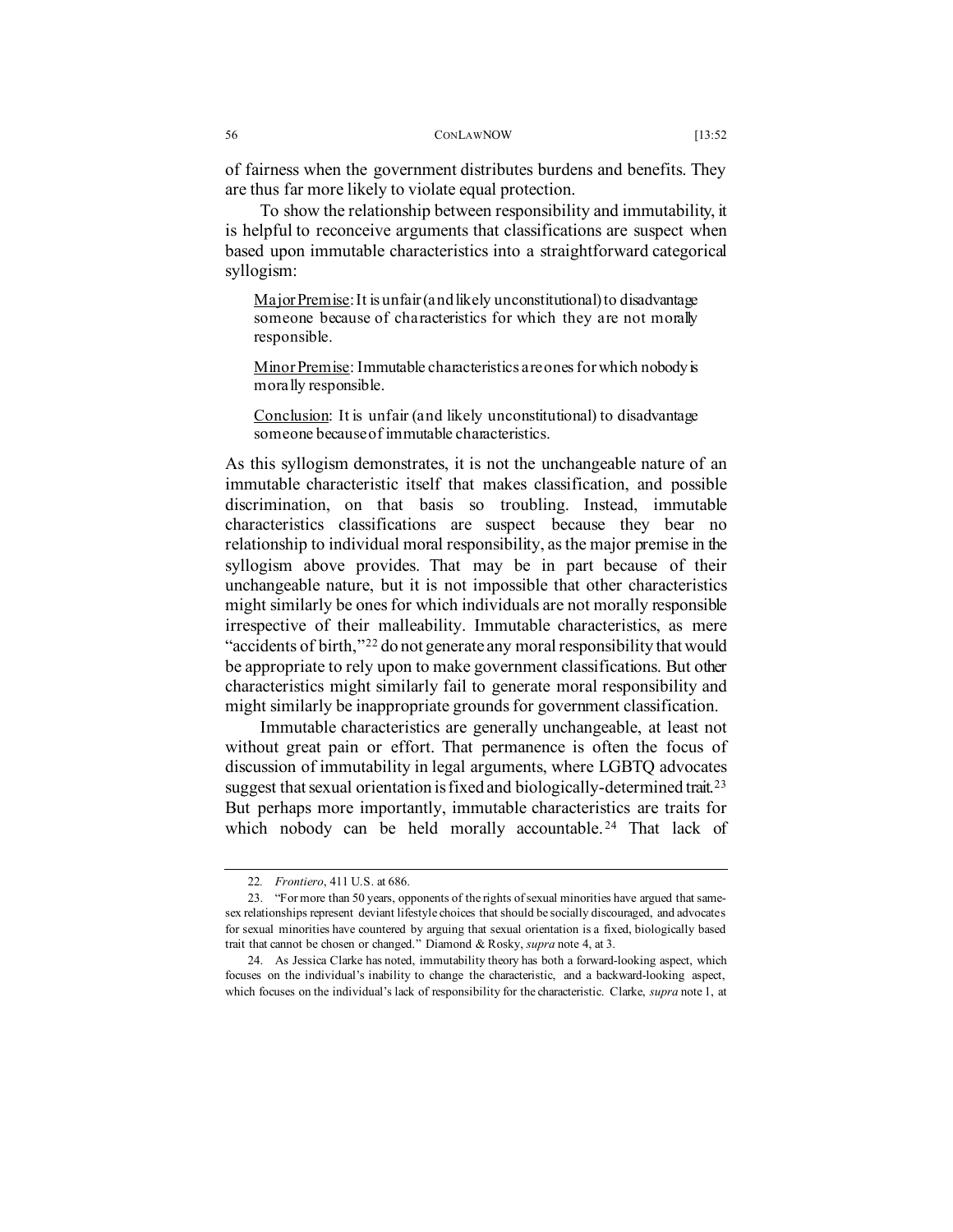of fairness when the government distributes burdens and benefits. They are thus far more likely to violate equal protection.

To show the relationship between responsibility and immutability, it is helpful to reconceive arguments that classifications are suspect when based upon immutable characteristics into a straightforward categorical syllogism:

> Major Premise: It is unfair (and likely unconstitutional) to disadvantage someone because of characteristics for which they are not morally responsible.
>
> Minor Premise: Immutable characteristics are ones for which nobody is morally responsible.
>
> Conclusion: It is unfair (and likely unconstitutional) to disadvantage someone because of immutable characteristics.

As this syllogism demonstrates, it is not the unchangeable nature of an immutable characteristic itself that makes classification, and possible discrimination, on that basis so troubling. Instead, immutable characteristics classifications are suspect because they bear no relationship to individual moral responsibility, as the major premise in the syllogism above provides. That may be in part because of their unchangeable nature, but it is not impossible that other characteristics might similarly be ones for which individuals are not morally responsible irrespective of their malleability. Immutable characteristics, as mere "accidents of birth,"[22] do not generate any moral responsibility that would be appropriate to rely upon to make government classifications. But other characteristics might similarly fail to generate moral responsibility and might similarly be inappropriate grounds for government classification.

Immutable characteristics are generally unchangeable, at least not without great pain or effort. That permanence is often the focus of discussion of immutability in legal arguments, where LGBTQ advocates suggest that sexual orientation is fixed and biologically-determined trait.[23] But perhaps more importantly, immutable characteristics are traits for which nobody can be held morally accountable.[24] That lack of

---

22. *Frontiero*, 411 U.S. at 686.

23. "For more than 50 years, opponents of the rights of sexual minorities have argued that same-sex relationships represent deviant lifestyle choices that should be socially discouraged, and advocates for sexual minorities have countered by arguing that sexual orientation is a fixed, biologically based trait that cannot be chosen or changed." Diamond & Rosky, *supra* note 4, at 3.

24. As Jessica Clarke has noted, immutability theory has both a forward-looking aspect, which focuses on the individual's inability to change the characteristic, and a backward-looking aspect, which focuses on the individual's lack of responsibility for the characteristic. Clarke, *supra* note 1, at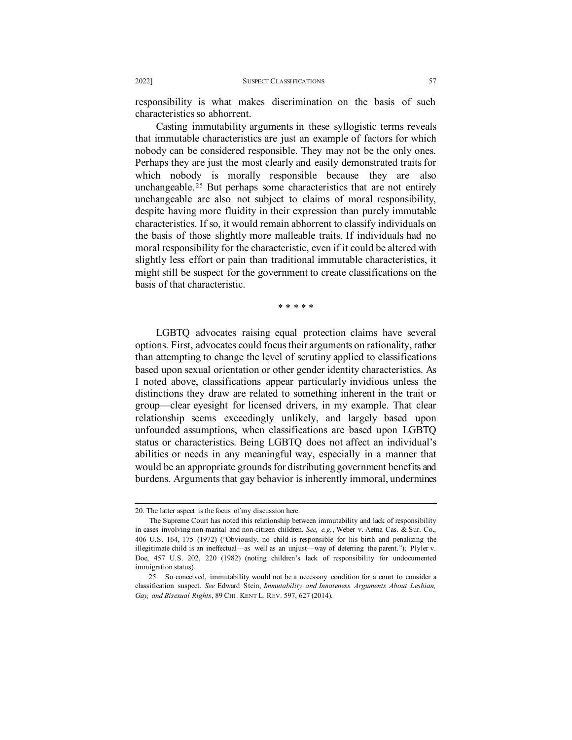responsibility is what makes discrimination on the basis of such characteristics so abhorrent.

Casting immutability arguments in these syllogistic terms reveals that immutable characteristics are just an example of factors for which nobody can be considered responsible. They may not be the only ones. Perhaps they are just the most clearly and easily demonstrated traits for which nobody is morally responsible because they are also unchangeable.[25] But perhaps some characteristics that are not entirely unchangeable are also not subject to claims of moral responsibility, despite having more fluidity in their expression than purely immutable characteristics. If so, it would remain abhorrent to classify individuals on the basis of those slightly more malleable traits. If individuals had no moral responsibility for the characteristic, even if it could be altered with slightly less effort or pain than traditional immutable characteristics, it might still be suspect for the government to create classifications on the basis of that characteristic.

\* \* \* \* \*

LGBTQ advocates raising equal protection claims have several options. First, advocates could focus their arguments on rationality, rather than attempting to change the level of scrutiny applied to classifications based upon sexual orientation or other gender identity characteristics. As I noted above, classifications appear particularly invidious unless the distinctions they draw are related to something inherent in the trait or group—clear eyesight for licensed drivers, in my example. That clear relationship seems exceedingly unlikely, and largely based upon unfounded assumptions, when classifications are based upon LGBTQ status or characteristics. Being LGBTQ does not affect an individual's abilities or needs in any meaningful way, especially in a manner that would be an appropriate grounds for distributing government benefits and burdens. Arguments that gay behavior is inherently immoral, undermines

---

20. The latter aspect is the focus of my discussion here.

The Supreme Court has noted this relationship between immutability and lack of responsibility in cases involving non-marital and non-citizen children. *See, e.g.*, Weber v. Aetna Cas. & Sur. Co., 406 U.S. 164, 175 (1972) ("Obviously, no child is responsible for his birth and penalizing the illegitimate child is an ineffectual—as well as an unjust—way of deterring the parent."); Plyler v. Doe, 457 U.S. 202, 220 (1982) (noting children's lack of responsibility for undocumented immigration status).

25. So conceived, immutability would not be a necessary condition for a court to consider a classification suspect. *See* Edward Stein, *Immutability and Innateness Arguments About Lesbian, Gay, and Bisexual Rights*, 89 CHI. KENT L. REV. 597, 627 (2014).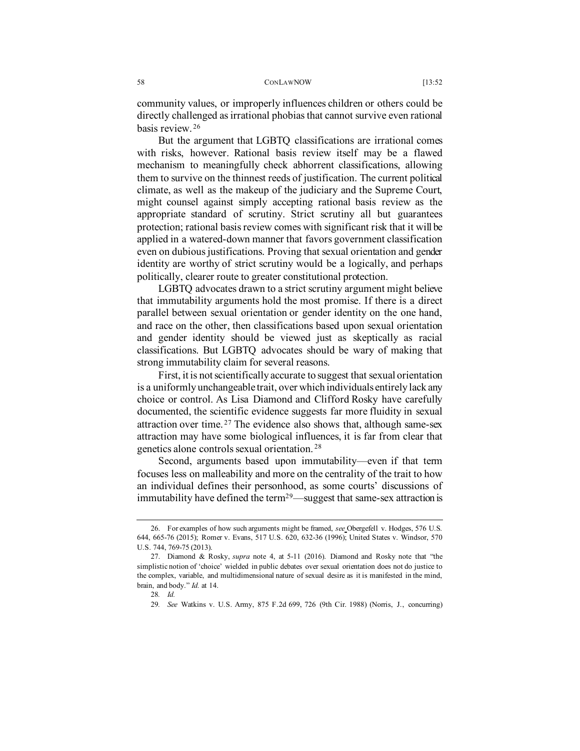community values, or improperly influences children or others could be directly challenged as irrational phobias that cannot survive even rational basis review.[26]

But the argument that LGBTQ classifications are irrational comes with risks, however. Rational basis review itself may be a flawed mechanism to meaningfully check abhorrent classifications, allowing them to survive on the thinnest reeds of justification. The current political climate, as well as the makeup of the judiciary and the Supreme Court, might counsel against simply accepting rational basis review as the appropriate standard of scrutiny. Strict scrutiny all but guarantees protection; rational basis review comes with significant risk that it will be applied in a watered-down manner that favors government classification even on dubious justifications. Proving that sexual orientation and gender identity are worthy of strict scrutiny would be a logically, and perhaps politically, clearer route to greater constitutional protection.

LGBTQ advocates drawn to a strict scrutiny argument might believe that immutability arguments hold the most promise. If there is a direct parallel between sexual orientation or gender identity on the one hand, and race on the other, then classifications based upon sexual orientation and gender identity should be viewed just as skeptically as racial classifications. But LGBTQ advocates should be wary of making that strong immutability claim for several reasons.

First, it is not scientifically accurate to suggest that sexual orientation is a uniformly unchangeable trait, over which individuals entirely lack any choice or control. As Lisa Diamond and Clifford Rosky have carefully documented, the scientific evidence suggests far more fluidity in sexual attraction over time.[27] The evidence also shows that, although same-sex attraction may have some biological influences, it is far from clear that genetics alone controls sexual orientation.[28]

Second, arguments based upon immutability—even if that term focuses less on malleability and more on the centrality of the trait to how an individual defines their personhood, as some courts' discussions of immutability have defined the term[29]—suggest that same-sex attraction is

---

26. For examples of how such arguments might be framed, *see* Obergefell v. Hodges, 576 U.S. 644, 665-76 (2015); Romer v. Evans, 517 U.S. 620, 632-36 (1996); United States v. Windsor, 570 U.S. 744, 769-75 (2013).

27. Diamond & Rosky, *supra* note 4, at 5-11 (2016). Diamond and Rosky note that "the simplistic notion of 'choice' wielded in public debates over sexual orientation does not do justice to the complex, variable, and multidimensional nature of sexual desire as it is manifested in the mind, brain, and body." *Id.* at 14.

28. *Id.*

29. *See* Watkins v. U.S. Army, 875 F.2d 699, 726 (9th Cir. 1988) (Norris, J., concurring)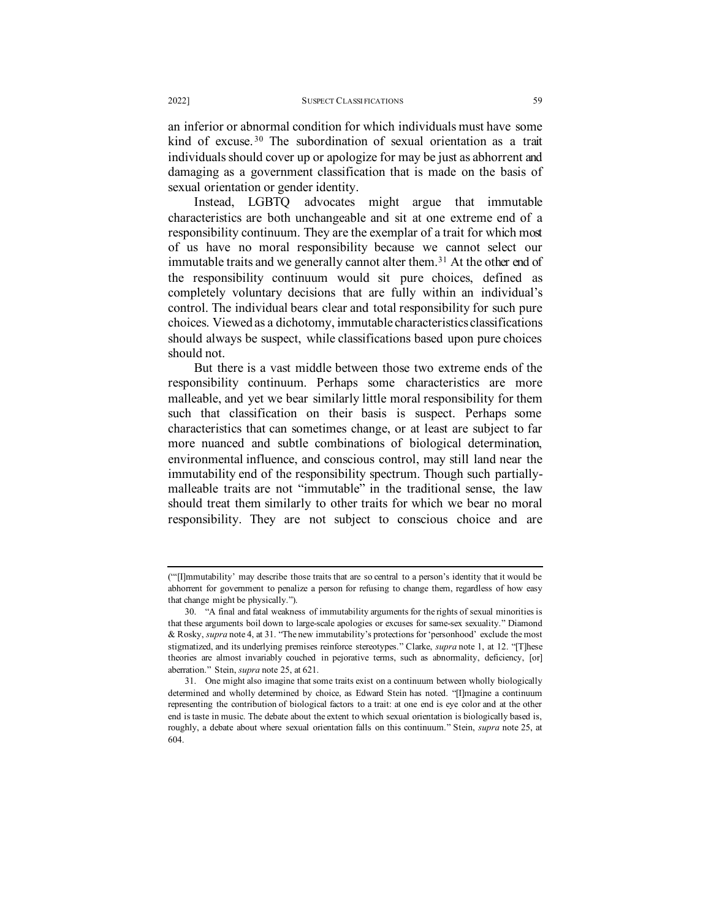an inferior or abnormal condition for which individuals must have some kind of excuse.[30] The subordination of sexual orientation as a trait individuals should cover up or apologize for may be just as abhorrent and damaging as a government classification that is made on the basis of sexual orientation or gender identity.

Instead, LGBTQ advocates might argue that immutable characteristics are both unchangeable and sit at one extreme end of a responsibility continuum. They are the exemplar of a trait for which most of us have no moral responsibility because we cannot select our immutable traits and we generally cannot alter them.[31] At the other end of the responsibility continuum would sit pure choices, defined as completely voluntary decisions that are fully within an individual's control. The individual bears clear and total responsibility for such pure choices. Viewed as a dichotomy, immutable characteristics classifications should always be suspect, while classifications based upon pure choices should not.

But there is a vast middle between those two extreme ends of the responsibility continuum. Perhaps some characteristics are more malleable, and yet we bear similarly little moral responsibility for them such that classification on their basis is suspect. Perhaps some characteristics that can sometimes change, or at least are subject to far more nuanced and subtle combinations of biological determination, environmental influence, and conscious control, may still land near the immutability end of the responsibility spectrum. Though such partially-malleable traits are not "immutable" in the traditional sense, the law should treat them similarly to other traits for which we bear no moral responsibility. They are not subject to conscious choice and are

---

("'[I]mmutability' may describe those traits that are so central to a person's identity that it would be abhorrent for government to penalize a person for refusing to change them, regardless of how easy that change might be physically.").

30. "A final and fatal weakness of immutability arguments for the rights of sexual minorities is that these arguments boil down to large-scale apologies or excuses for same-sex sexuality." Diamond & Rosky, *supra* note 4, at 31. "The new immutability's protections for 'personhood' exclude the most stigmatized, and its underlying premises reinforce stereotypes." Clarke, *supra* note 1, at 12. "[T]hese theories are almost invariably couched in pejorative terms, such as abnormality, deficiency, [or] aberration." Stein, *supra* note 25, at 621.

31. One might also imagine that some traits exist on a continuum between wholly biologically determined and wholly determined by choice, as Edward Stein has noted. "[I]magine a continuum representing the contribution of biological factors to a trait: at one end is eye color and at the other end is taste in music. The debate about the extent to which sexual orientation is biologically based is, roughly, a debate about where sexual orientation falls on this continuum." Stein, *supra* note 25, at 604.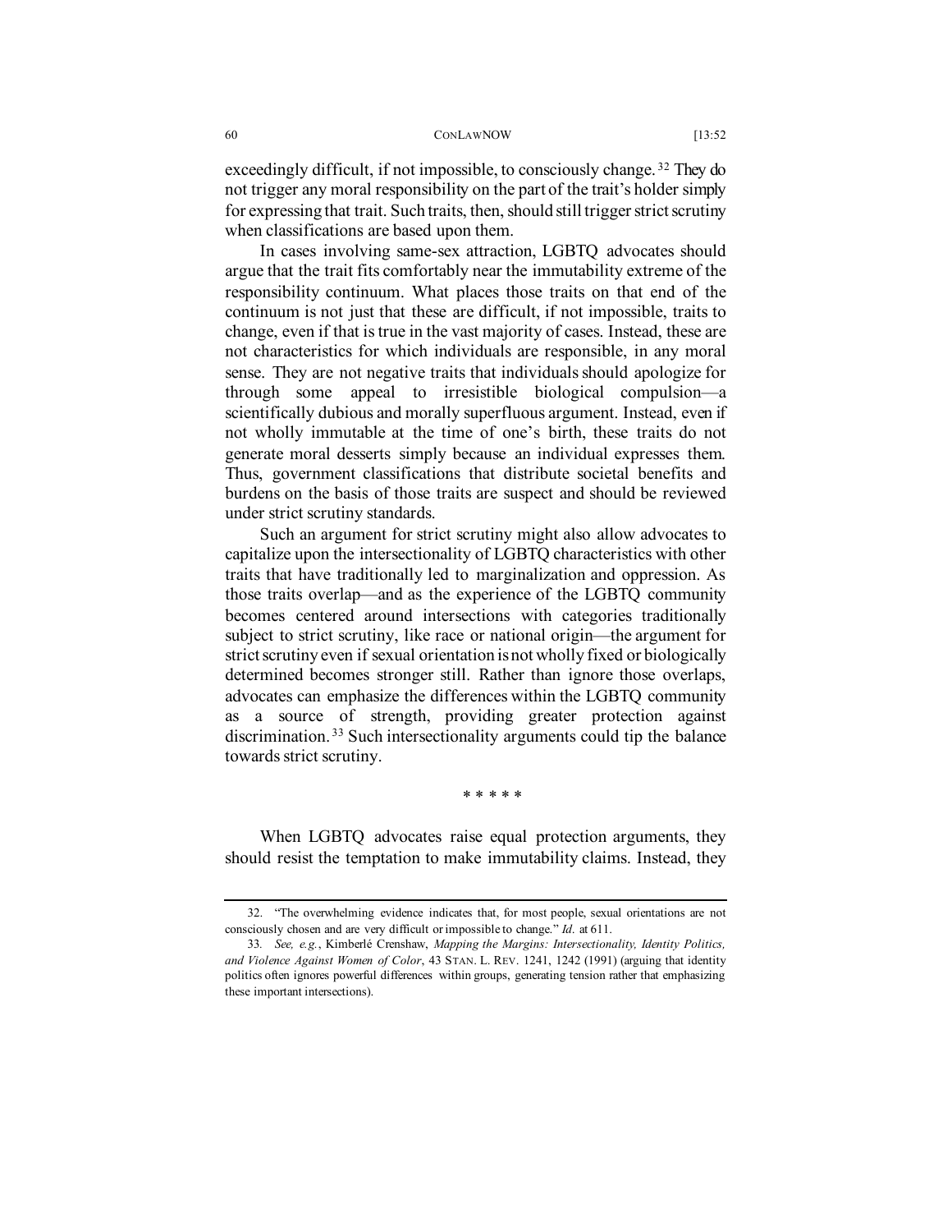exceedingly difficult, if not impossible, to consciously change.[32] They do not trigger any moral responsibility on the part of the trait's holder simply for expressing that trait. Such traits, then, should still trigger strict scrutiny when classifications are based upon them.

In cases involving same-sex attraction, LGBTQ advocates should argue that the trait fits comfortably near the immutability extreme of the responsibility continuum. What places those traits on that end of the continuum is not just that these are difficult, if not impossible, traits to change, even if that is true in the vast majority of cases. Instead, these are not characteristics for which individuals are responsible, in any moral sense. They are not negative traits that individuals should apologize for through some appeal to irresistible biological compulsion—a scientifically dubious and morally superfluous argument. Instead, even if not wholly immutable at the time of one's birth, these traits do not generate moral desserts simply because an individual expresses them. Thus, government classifications that distribute societal benefits and burdens on the basis of those traits are suspect and should be reviewed under strict scrutiny standards.

Such an argument for strict scrutiny might also allow advocates to capitalize upon the intersectionality of LGBTQ characteristics with other traits that have traditionally led to marginalization and oppression. As those traits overlap—and as the experience of the LGBTQ community becomes centered around intersections with categories traditionally subject to strict scrutiny, like race or national origin—the argument for strict scrutiny even if sexual orientation is not wholly fixed or biologically determined becomes stronger still. Rather than ignore those overlaps, advocates can emphasize the differences within the LGBTQ community as a source of strength, providing greater protection against discrimination.[33] Such intersectionality arguments could tip the balance towards strict scrutiny.

* * * * *

When LGBTQ advocates raise equal protection arguments, they should resist the temptation to make immutability claims. Instead, they

---

32. "The overwhelming evidence indicates that, for most people, sexual orientations are not consciously chosen and are very difficult or impossible to change." *Id.* at 611.

33. *See, e.g.*, Kimberlé Crenshaw, *Mapping the Margins: Intersectionality, Identity Politics, and Violence Against Women of Color*, 43 STAN. L. REV. 1241, 1242 (1991) (arguing that identity politics often ignores powerful differences within groups, generating tension rather that emphasizing these important intersections).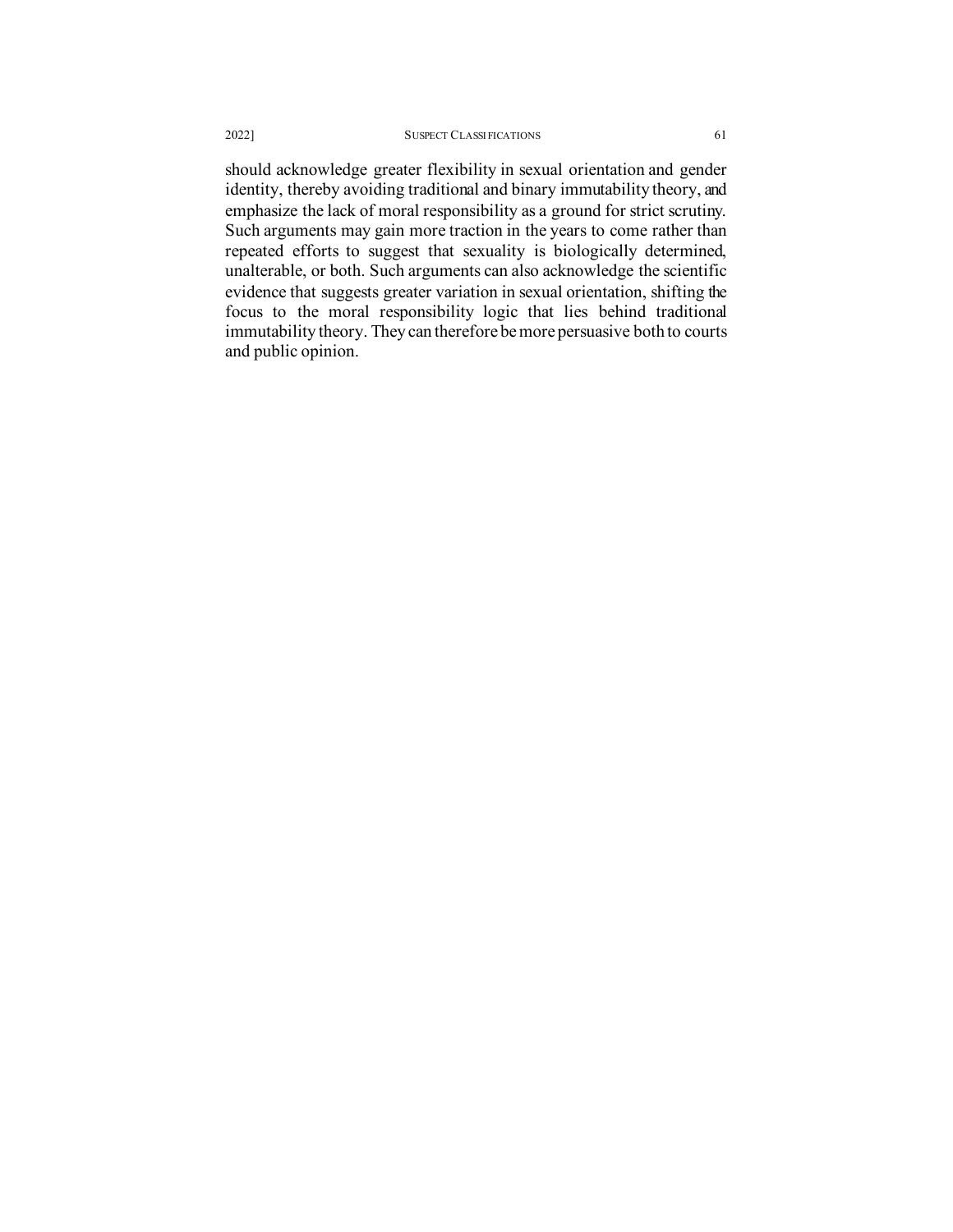should acknowledge greater flexibility in sexual orientation and gender identity, thereby avoiding traditional and binary immutability theory, and emphasize the lack of moral responsibility as a ground for strict scrutiny. Such arguments may gain more traction in the years to come rather than repeated efforts to suggest that sexuality is biologically determined, unalterable, or both. Such arguments can also acknowledge the scientific evidence that suggests greater variation in sexual orientation, shifting the focus to the moral responsibility logic that lies behind traditional immutability theory. They can therefore be more persuasive both to courts and public opinion.